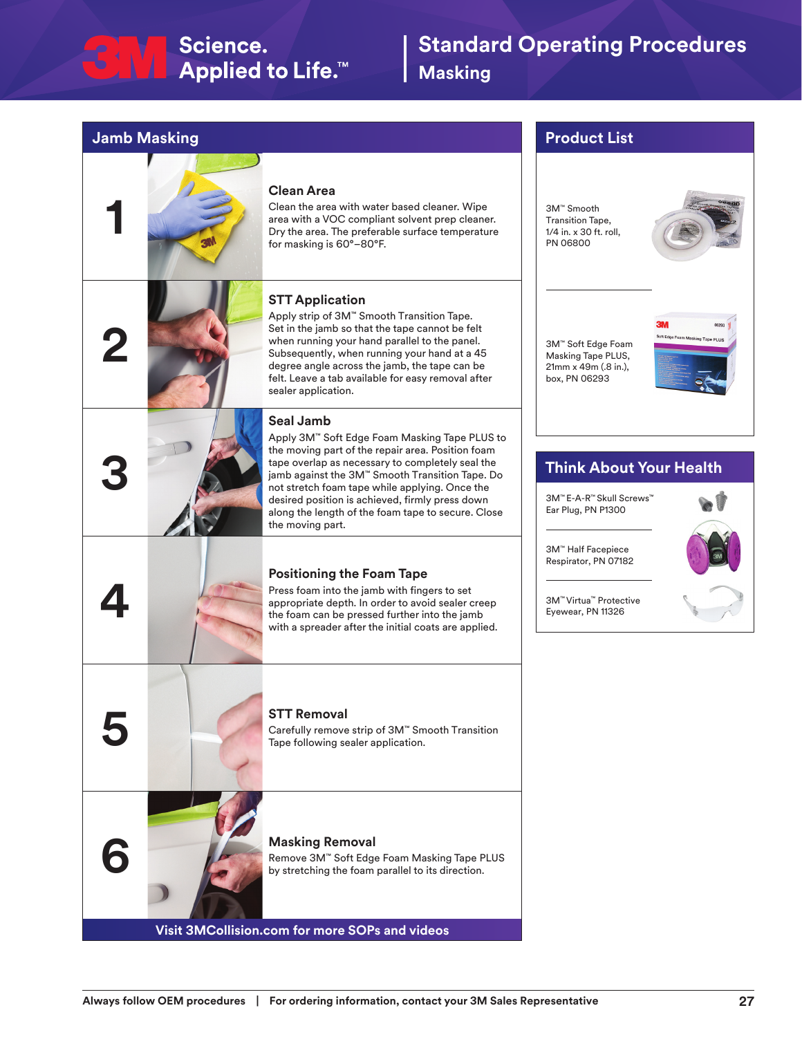# Standard Operating Procedures

## Masking

3M Science. Applied to Life.™

## Jamb Masking

### 1 Clean Area

Clean the area with water based cleaner. Wipe area with a VOC compliant solvent prep cleaner. Dry the area. The preferable surface temperature for masking is 60°–80°F.

### 2 STT Application

Apply strip of 3M™ Smooth Transition Tape. Set in the jamb so that the tape cannot be felt when running your hand parallel to the panel. Subsequently, when running your hand at a 45 degree angle across the jamb, the tape can be felt. Leave a tab available for easy removal after sealer application.

### 3 Seal Jamb

Apply 3M™ Soft Edge Foam Masking Tape PLUS to the moving part of the repair area. Position foam tape overlap as necessary to completely seal the jamb against the 3M™ Smooth Transition Tape. Do not stretch foam tape while applying. Once the desired position is achieved, firmly press down along the length of the foam tape to secure. Close the moving part.

### 4 Positioning the Foam Tape

Press foam into the jamb with fingers to set appropriate depth. In order to avoid sealer creep the foam can be pressed further into the jamb with a spreader after the initial coats are applied.

### 5 STT Removal

Carefully remove strip of 3M™ Smooth Transition Tape following sealer application.

### 6 Masking Removal

Remove 3M™ Soft Edge Foam Masking Tape PLUS by stretching the foam parallel to its direction.

**Visit 3MCollision.com for more SOPs and videos**

## Product List

- 3M™ Smooth Transition Tape, 1/4 in. x 30 ft. roll, PN 06800
- 3M™ Soft Edge Foam Masking Tape PLUS, 21mm x 49m (.8 in.), box, PN 06293

## Think About Your Health

- 3M™ E-A-R™ Skull Screws™ Ear Plug, PN P1300
- 3M™ Half Facepiece Respirator, PN 07182
- 3M™ Virtua™ Protective Eyewear, PN 11326

**Always follow OEM procedures | For ordering information, contact your 3M Sales Representative**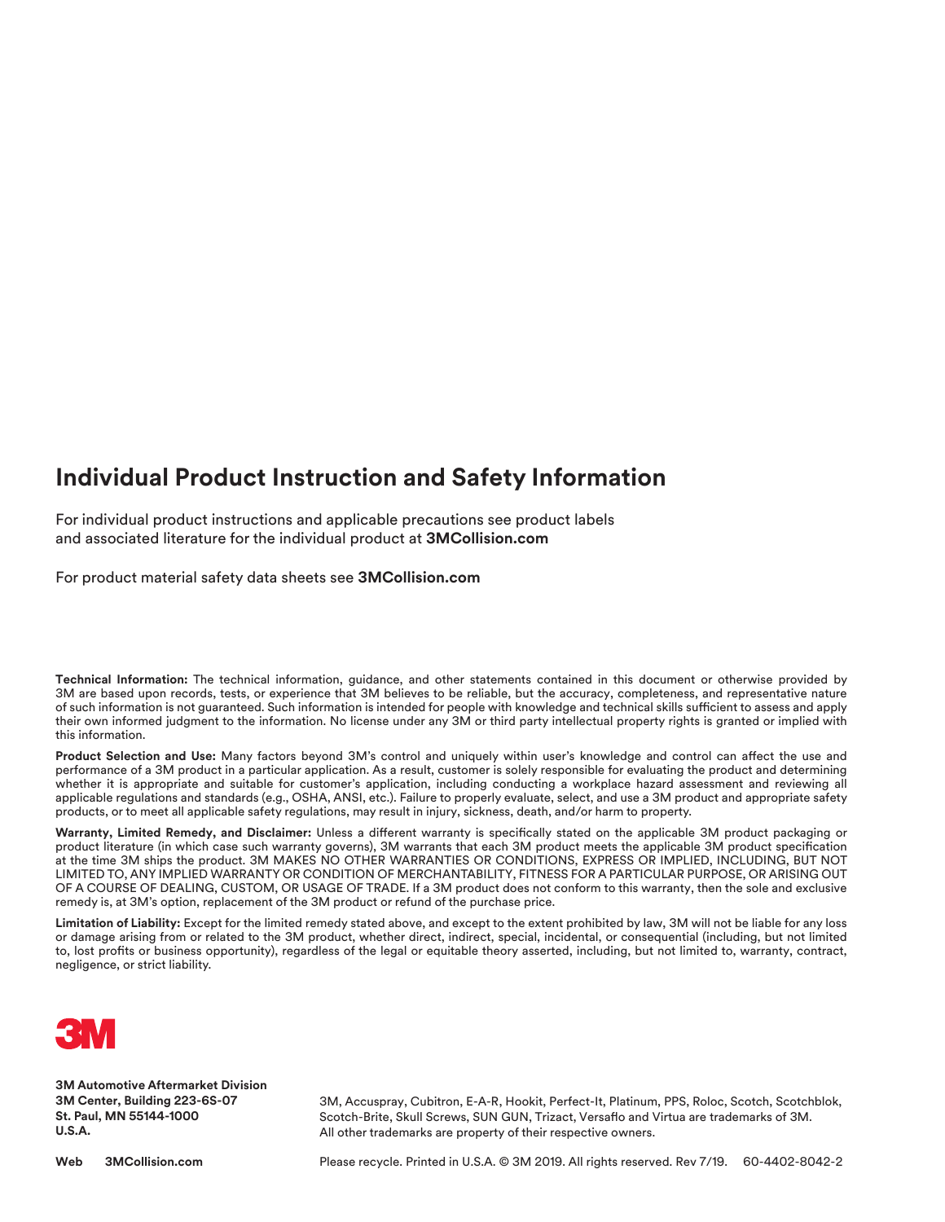## Individual Product Instruction and Safety Information

For individual product instructions and applicable precautions see product labels and associated literature for the individual product at **3MCollision.com**

For product material safety data sheets see **3MCollision.com**

**Technical Information:** The technical information, guidance, and other statements contained in this document or otherwise provided by 3M are based upon records, tests, or experience that 3M believes to be reliable, but the accuracy, completeness, and representative nature of such information is not guaranteed. Such information is intended for people with knowledge and technical skills sufficient to assess and apply their own informed judgment to the information. No license under any 3M or third party intellectual property rights is granted or implied with this information.

**Product Selection and Use:** Many factors beyond 3M's control and uniquely within user's knowledge and control can affect the use and performance of a 3M product in a particular application. As a result, customer is solely responsible for evaluating the product and determining whether it is appropriate and suitable for customer's application, including conducting a workplace hazard assessment and reviewing all applicable regulations and standards (e.g., OSHA, ANSI, etc.). Failure to properly evaluate, select, and use a 3M product and appropriate safety products, or to meet all applicable safety regulations, may result in injury, sickness, death, and/or harm to property.

**Warranty, Limited Remedy, and Disclaimer:** Unless a different warranty is specifically stated on the applicable 3M product packaging or product literature (in which case such warranty governs), 3M warrants that each 3M product meets the applicable 3M product specification at the time 3M ships the product. 3M MAKES NO OTHER WARRANTIES OR CONDITIONS, EXPRESS OR IMPLIED, INCLUDING, BUT NOT LIMITED TO, ANY IMPLIED WARRANTY OR CONDITION OF MERCHANTABILITY, FITNESS FOR A PARTICULAR PURPOSE, OR ARISING OUT OF A COURSE OF DEALING, CUSTOM, OR USAGE OF TRADE. If a 3M product does not conform to this warranty, then the sole and exclusive remedy is, at 3M's option, replacement of the 3M product or refund of the purchase price.

**Limitation of Liability:** Except for the limited remedy stated above, and except to the extent prohibited by law, 3M will not be liable for any loss or damage arising from or related to the 3M product, whether direct, indirect, special, incidental, or consequential (including, but not limited to, lost profits or business opportunity), regardless of the legal or equitable theory asserted, including, but not limited to, warranty, contract, negligence, or strict liability.

3M

**3M Automotive Aftermarket Division**
**3M Center, Building 223-6S-07**
**St. Paul, MN 55144-1000**
**U.S.A.**

**Web 3MCollision.com**

3M, Accuspray, Cubitron, E-A-R, Hookit, Perfect-It, Platinum, PPS, Roloc, Scotch, Scotchblok, Scotch-Brite, Skull Screws, SUN GUN, Trizact, Versaflo and Virtua are trademarks of 3M. All other trademarks are property of their respective owners.

Please recycle. Printed in U.S.A. © 3M 2019. All rights reserved. Rev 7/19. 60-4402-8042-2